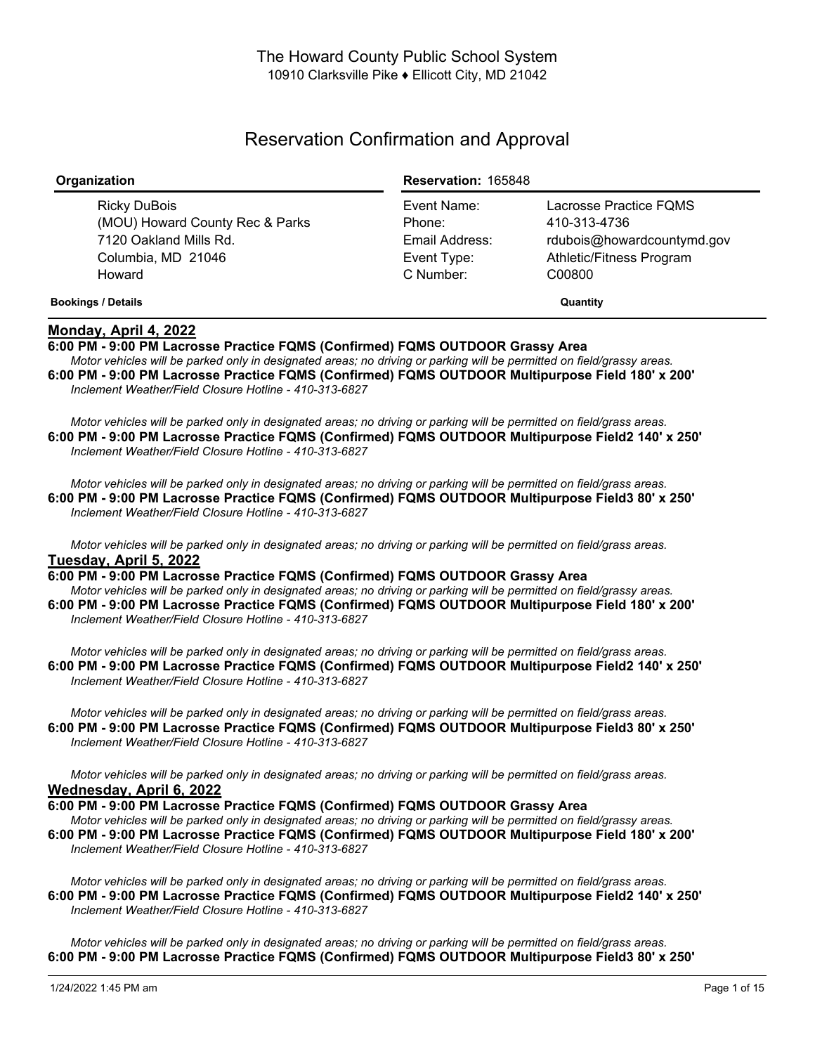The Howard County Public School System
10910 Clarksville Pike ♦ Ellicott City, MD 21042

# Reservation Confirmation and Approval

| Organization | Reservation: 165848 | |
|---|---|---|
| Ricky DuBois | Event Name: | Lacrosse Practice FQMS |
| (MOU) Howard County Rec & Parks | Phone: | 410-313-4736 |
| 7120 Oakland Mills Rd. | Email Address: | rdubois@howardcountymd.gov |
| Columbia, MD 21046 | Event Type: | Athletic/Fitness Program |
| Howard | C Number: | C00800 |

**Bookings / Details** **Quantity**

## Monday, April 4, 2022

**6:00 PM - 9:00 PM Lacrosse Practice FQMS (Confirmed) FQMS OUTDOOR Grassy Area**
*Motor vehicles will be parked only in designated areas; no driving or parking will be permitted on field/grassy areas.*

**6:00 PM - 9:00 PM Lacrosse Practice FQMS (Confirmed) FQMS OUTDOOR Multipurpose Field 180' x 200'**
*Inclement Weather/Field Closure Hotline - 410-313-6827*

*Motor vehicles will be parked only in designated areas; no driving or parking will be permitted on field/grass areas.*

**6:00 PM - 9:00 PM Lacrosse Practice FQMS (Confirmed) FQMS OUTDOOR Multipurpose Field2 140' x 250'**
*Inclement Weather/Field Closure Hotline - 410-313-6827*

*Motor vehicles will be parked only in designated areas; no driving or parking will be permitted on field/grass areas.*

**6:00 PM - 9:00 PM Lacrosse Practice FQMS (Confirmed) FQMS OUTDOOR Multipurpose Field3 80' x 250'**
*Inclement Weather/Field Closure Hotline - 410-313-6827*

*Motor vehicles will be parked only in designated areas; no driving or parking will be permitted on field/grass areas.*

## Tuesday, April 5, 2022

**6:00 PM - 9:00 PM Lacrosse Practice FQMS (Confirmed) FQMS OUTDOOR Grassy Area**
*Motor vehicles will be parked only in designated areas; no driving or parking will be permitted on field/grassy areas.*

**6:00 PM - 9:00 PM Lacrosse Practice FQMS (Confirmed) FQMS OUTDOOR Multipurpose Field 180' x 200'**
*Inclement Weather/Field Closure Hotline - 410-313-6827*

*Motor vehicles will be parked only in designated areas; no driving or parking will be permitted on field/grass areas.*

**6:00 PM - 9:00 PM Lacrosse Practice FQMS (Confirmed) FQMS OUTDOOR Multipurpose Field2 140' x 250'**
*Inclement Weather/Field Closure Hotline - 410-313-6827*

*Motor vehicles will be parked only in designated areas; no driving or parking will be permitted on field/grass areas.*

**6:00 PM - 9:00 PM Lacrosse Practice FQMS (Confirmed) FQMS OUTDOOR Multipurpose Field3 80' x 250'**
*Inclement Weather/Field Closure Hotline - 410-313-6827*

*Motor vehicles will be parked only in designated areas; no driving or parking will be permitted on field/grass areas.*

## Wednesday, April 6, 2022

**6:00 PM - 9:00 PM Lacrosse Practice FQMS (Confirmed) FQMS OUTDOOR Grassy Area**
*Motor vehicles will be parked only in designated areas; no driving or parking will be permitted on field/grassy areas.*

**6:00 PM - 9:00 PM Lacrosse Practice FQMS (Confirmed) FQMS OUTDOOR Multipurpose Field 180' x 200'**
*Inclement Weather/Field Closure Hotline - 410-313-6827*

*Motor vehicles will be parked only in designated areas; no driving or parking will be permitted on field/grass areas.*

**6:00 PM - 9:00 PM Lacrosse Practice FQMS (Confirmed) FQMS OUTDOOR Multipurpose Field2 140' x 250'**
*Inclement Weather/Field Closure Hotline - 410-313-6827*

*Motor vehicles will be parked only in designated areas; no driving or parking will be permitted on field/grass areas.*

**6:00 PM - 9:00 PM Lacrosse Practice FQMS (Confirmed) FQMS OUTDOOR Multipurpose Field3 80' x 250'**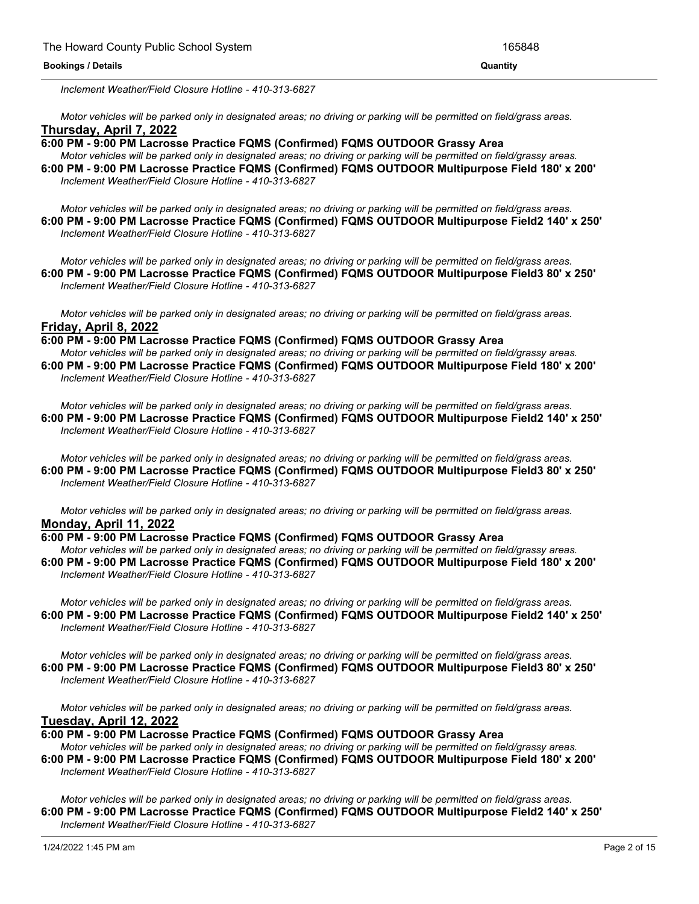*Inclement Weather/Field Closure Hotline - 410-313-6827*

*Motor vehicles will be parked only in designated areas; no driving or parking will be permitted on field/grass areas.*

**Thursday, April 7, 2022**

**6:00 PM - 9:00 PM Lacrosse Practice FQMS (Confirmed) FQMS OUTDOOR Grassy Area**

*Motor vehicles will be parked only in designated areas; no driving or parking will be permitted on field/grassy areas.*

**6:00 PM - 9:00 PM Lacrosse Practice FQMS (Confirmed) FQMS OUTDOOR Multipurpose Field 180' x 200'**

*Inclement Weather/Field Closure Hotline - 410-313-6827*

*Motor vehicles will be parked only in designated areas; no driving or parking will be permitted on field/grass areas.*

**6:00 PM - 9:00 PM Lacrosse Practice FQMS (Confirmed) FQMS OUTDOOR Multipurpose Field2 140' x 250'**

*Inclement Weather/Field Closure Hotline - 410-313-6827*

*Motor vehicles will be parked only in designated areas; no driving or parking will be permitted on field/grass areas.*

**6:00 PM - 9:00 PM Lacrosse Practice FQMS (Confirmed) FQMS OUTDOOR Multipurpose Field3 80' x 250'**

*Inclement Weather/Field Closure Hotline - 410-313-6827*

*Motor vehicles will be parked only in designated areas; no driving or parking will be permitted on field/grass areas.*

**Friday, April 8, 2022**

**6:00 PM - 9:00 PM Lacrosse Practice FQMS (Confirmed) FQMS OUTDOOR Grassy Area**

*Motor vehicles will be parked only in designated areas; no driving or parking will be permitted on field/grassy areas.*

**6:00 PM - 9:00 PM Lacrosse Practice FQMS (Confirmed) FQMS OUTDOOR Multipurpose Field 180' x 200'**

*Inclement Weather/Field Closure Hotline - 410-313-6827*

*Motor vehicles will be parked only in designated areas; no driving or parking will be permitted on field/grass areas.*

**6:00 PM - 9:00 PM Lacrosse Practice FQMS (Confirmed) FQMS OUTDOOR Multipurpose Field2 140' x 250'**

*Inclement Weather/Field Closure Hotline - 410-313-6827*

*Motor vehicles will be parked only in designated areas; no driving or parking will be permitted on field/grass areas.*

**6:00 PM - 9:00 PM Lacrosse Practice FQMS (Confirmed) FQMS OUTDOOR Multipurpose Field3 80' x 250'**

*Inclement Weather/Field Closure Hotline - 410-313-6827*

*Motor vehicles will be parked only in designated areas; no driving or parking will be permitted on field/grass areas.*

**Monday, April 11, 2022**

**6:00 PM - 9:00 PM Lacrosse Practice FQMS (Confirmed) FQMS OUTDOOR Grassy Area**

*Motor vehicles will be parked only in designated areas; no driving or parking will be permitted on field/grassy areas.*

**6:00 PM - 9:00 PM Lacrosse Practice FQMS (Confirmed) FQMS OUTDOOR Multipurpose Field 180' x 200'**

*Inclement Weather/Field Closure Hotline - 410-313-6827*

*Motor vehicles will be parked only in designated areas; no driving or parking will be permitted on field/grass areas.*

**6:00 PM - 9:00 PM Lacrosse Practice FQMS (Confirmed) FQMS OUTDOOR Multipurpose Field2 140' x 250'**

*Inclement Weather/Field Closure Hotline - 410-313-6827*

*Motor vehicles will be parked only in designated areas; no driving or parking will be permitted on field/grass areas.*

**6:00 PM - 9:00 PM Lacrosse Practice FQMS (Confirmed) FQMS OUTDOOR Multipurpose Field3 80' x 250'**

*Inclement Weather/Field Closure Hotline - 410-313-6827*

*Motor vehicles will be parked only in designated areas; no driving or parking will be permitted on field/grass areas.*

**Tuesday, April 12, 2022**

**6:00 PM - 9:00 PM Lacrosse Practice FQMS (Confirmed) FQMS OUTDOOR Grassy Area**

*Motor vehicles will be parked only in designated areas; no driving or parking will be permitted on field/grassy areas.*

**6:00 PM - 9:00 PM Lacrosse Practice FQMS (Confirmed) FQMS OUTDOOR Multipurpose Field 180' x 200'**

*Inclement Weather/Field Closure Hotline - 410-313-6827*

*Motor vehicles will be parked only in designated areas; no driving or parking will be permitted on field/grass areas.*

**6:00 PM - 9:00 PM Lacrosse Practice FQMS (Confirmed) FQMS OUTDOOR Multipurpose Field2 140' x 250'**

*Inclement Weather/Field Closure Hotline - 410-313-6827*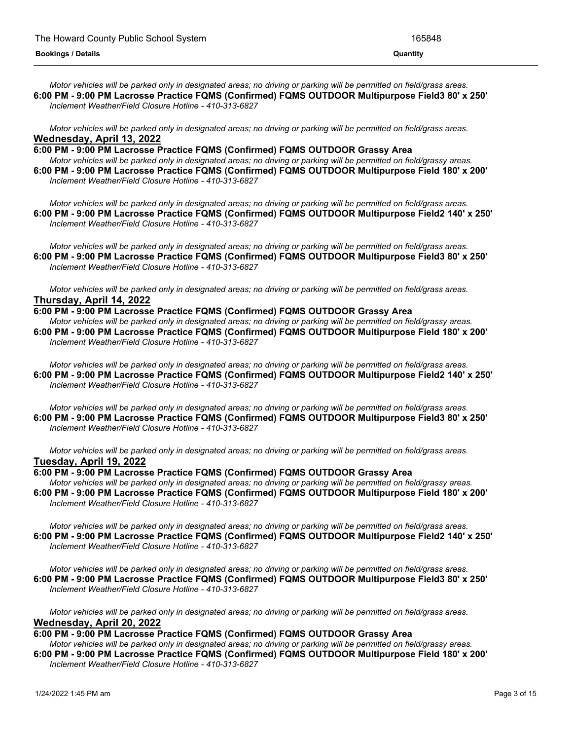*Motor vehicles will be parked only in designated areas; no driving or parking will be permitted on field/grass areas.*

**6:00 PM - 9:00 PM Lacrosse Practice FQMS (Confirmed) FQMS OUTDOOR Multipurpose Field3 80' x 250'**

*Inclement Weather/Field Closure Hotline - 410-313-6827*

*Motor vehicles will be parked only in designated areas; no driving or parking will be permitted on field/grass areas.*

## Wednesday, April 13, 2022

**6:00 PM - 9:00 PM Lacrosse Practice FQMS (Confirmed) FQMS OUTDOOR Grassy Area**

*Motor vehicles will be parked only in designated areas; no driving or parking will be permitted on field/grassy areas.*

**6:00 PM - 9:00 PM Lacrosse Practice FQMS (Confirmed) FQMS OUTDOOR Multipurpose Field 180' x 200'**

*Inclement Weather/Field Closure Hotline - 410-313-6827*

*Motor vehicles will be parked only in designated areas; no driving or parking will be permitted on field/grass areas.*

**6:00 PM - 9:00 PM Lacrosse Practice FQMS (Confirmed) FQMS OUTDOOR Multipurpose Field2 140' x 250'**

*Inclement Weather/Field Closure Hotline - 410-313-6827*

*Motor vehicles will be parked only in designated areas; no driving or parking will be permitted on field/grass areas.*

**6:00 PM - 9:00 PM Lacrosse Practice FQMS (Confirmed) FQMS OUTDOOR Multipurpose Field3 80' x 250'**

*Inclement Weather/Field Closure Hotline - 410-313-6827*

*Motor vehicles will be parked only in designated areas; no driving or parking will be permitted on field/grass areas.*

## Thursday, April 14, 2022

**6:00 PM - 9:00 PM Lacrosse Practice FQMS (Confirmed) FQMS OUTDOOR Grassy Area**

*Motor vehicles will be parked only in designated areas; no driving or parking will be permitted on field/grassy areas.*

**6:00 PM - 9:00 PM Lacrosse Practice FQMS (Confirmed) FQMS OUTDOOR Multipurpose Field 180' x 200'**

*Inclement Weather/Field Closure Hotline - 410-313-6827*

*Motor vehicles will be parked only in designated areas; no driving or parking will be permitted on field/grass areas.*

**6:00 PM - 9:00 PM Lacrosse Practice FQMS (Confirmed) FQMS OUTDOOR Multipurpose Field2 140' x 250'**

*Inclement Weather/Field Closure Hotline - 410-313-6827*

*Motor vehicles will be parked only in designated areas; no driving or parking will be permitted on field/grass areas.*

**6:00 PM - 9:00 PM Lacrosse Practice FQMS (Confirmed) FQMS OUTDOOR Multipurpose Field3 80' x 250'**

*Inclement Weather/Field Closure Hotline - 410-313-6827*

*Motor vehicles will be parked only in designated areas; no driving or parking will be permitted on field/grass areas.*

## Tuesday, April 19, 2022

**6:00 PM - 9:00 PM Lacrosse Practice FQMS (Confirmed) FQMS OUTDOOR Grassy Area**

*Motor vehicles will be parked only in designated areas; no driving or parking will be permitted on field/grassy areas.*

**6:00 PM - 9:00 PM Lacrosse Practice FQMS (Confirmed) FQMS OUTDOOR Multipurpose Field 180' x 200'**

*Inclement Weather/Field Closure Hotline - 410-313-6827*

*Motor vehicles will be parked only in designated areas; no driving or parking will be permitted on field/grass areas.*

**6:00 PM - 9:00 PM Lacrosse Practice FQMS (Confirmed) FQMS OUTDOOR Multipurpose Field2 140' x 250'**

*Inclement Weather/Field Closure Hotline - 410-313-6827*

*Motor vehicles will be parked only in designated areas; no driving or parking will be permitted on field/grass areas.*

**6:00 PM - 9:00 PM Lacrosse Practice FQMS (Confirmed) FQMS OUTDOOR Multipurpose Field3 80' x 250'**

*Inclement Weather/Field Closure Hotline - 410-313-6827*

*Motor vehicles will be parked only in designated areas; no driving or parking will be permitted on field/grass areas.*

## Wednesday, April 20, 2022

**6:00 PM - 9:00 PM Lacrosse Practice FQMS (Confirmed) FQMS OUTDOOR Grassy Area**

*Motor vehicles will be parked only in designated areas; no driving or parking will be permitted on field/grassy areas.*

**6:00 PM - 9:00 PM Lacrosse Practice FQMS (Confirmed) FQMS OUTDOOR Multipurpose Field 180' x 200'**

*Inclement Weather/Field Closure Hotline - 410-313-6827*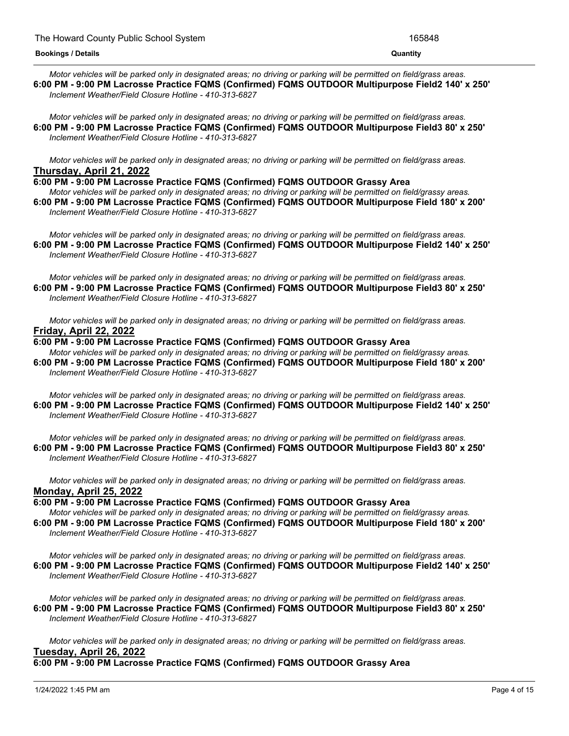*Motor vehicles will be parked only in designated areas; no driving or parking will be permitted on field/grass areas.*

**6:00 PM - 9:00 PM Lacrosse Practice FQMS (Confirmed) FQMS OUTDOOR Multipurpose Field2 140' x 250'**

*Inclement Weather/Field Closure Hotline - 410-313-6827*

*Motor vehicles will be parked only in designated areas; no driving or parking will be permitted on field/grass areas.*

**6:00 PM - 9:00 PM Lacrosse Practice FQMS (Confirmed) FQMS OUTDOOR Multipurpose Field3 80' x 250'**

*Inclement Weather/Field Closure Hotline - 410-313-6827*

*Motor vehicles will be parked only in designated areas; no driving or parking will be permitted on field/grass areas.*

**Thursday, April 21, 2022**

**6:00 PM - 9:00 PM Lacrosse Practice FQMS (Confirmed) FQMS OUTDOOR Grassy Area**

*Motor vehicles will be parked only in designated areas; no driving or parking will be permitted on field/grassy areas.*

**6:00 PM - 9:00 PM Lacrosse Practice FQMS (Confirmed) FQMS OUTDOOR Multipurpose Field 180' x 200'**

*Inclement Weather/Field Closure Hotline - 410-313-6827*

*Motor vehicles will be parked only in designated areas; no driving or parking will be permitted on field/grass areas.*

**6:00 PM - 9:00 PM Lacrosse Practice FQMS (Confirmed) FQMS OUTDOOR Multipurpose Field2 140' x 250'**

*Inclement Weather/Field Closure Hotline - 410-313-6827*

*Motor vehicles will be parked only in designated areas; no driving or parking will be permitted on field/grass areas.*

**6:00 PM - 9:00 PM Lacrosse Practice FQMS (Confirmed) FQMS OUTDOOR Multipurpose Field3 80' x 250'**

*Inclement Weather/Field Closure Hotline - 410-313-6827*

*Motor vehicles will be parked only in designated areas; no driving or parking will be permitted on field/grass areas.*

**Friday, April 22, 2022**

**6:00 PM - 9:00 PM Lacrosse Practice FQMS (Confirmed) FQMS OUTDOOR Grassy Area**

*Motor vehicles will be parked only in designated areas; no driving or parking will be permitted on field/grassy areas.*

**6:00 PM - 9:00 PM Lacrosse Practice FQMS (Confirmed) FQMS OUTDOOR Multipurpose Field 180' x 200'**

*Inclement Weather/Field Closure Hotline - 410-313-6827*

*Motor vehicles will be parked only in designated areas; no driving or parking will be permitted on field/grass areas.*

**6:00 PM - 9:00 PM Lacrosse Practice FQMS (Confirmed) FQMS OUTDOOR Multipurpose Field2 140' x 250'**

*Inclement Weather/Field Closure Hotline - 410-313-6827*

*Motor vehicles will be parked only in designated areas; no driving or parking will be permitted on field/grass areas.*

**6:00 PM - 9:00 PM Lacrosse Practice FQMS (Confirmed) FQMS OUTDOOR Multipurpose Field3 80' x 250'**

*Inclement Weather/Field Closure Hotline - 410-313-6827*

*Motor vehicles will be parked only in designated areas; no driving or parking will be permitted on field/grass areas.*

**Monday, April 25, 2022**

**6:00 PM - 9:00 PM Lacrosse Practice FQMS (Confirmed) FQMS OUTDOOR Grassy Area**

*Motor vehicles will be parked only in designated areas; no driving or parking will be permitted on field/grassy areas.*

**6:00 PM - 9:00 PM Lacrosse Practice FQMS (Confirmed) FQMS OUTDOOR Multipurpose Field 180' x 200'**

*Inclement Weather/Field Closure Hotline - 410-313-6827*

*Motor vehicles will be parked only in designated areas; no driving or parking will be permitted on field/grass areas.*

**6:00 PM - 9:00 PM Lacrosse Practice FQMS (Confirmed) FQMS OUTDOOR Multipurpose Field2 140' x 250'**

*Inclement Weather/Field Closure Hotline - 410-313-6827*

*Motor vehicles will be parked only in designated areas; no driving or parking will be permitted on field/grass areas.*

**6:00 PM - 9:00 PM Lacrosse Practice FQMS (Confirmed) FQMS OUTDOOR Multipurpose Field3 80' x 250'**

*Inclement Weather/Field Closure Hotline - 410-313-6827*

*Motor vehicles will be parked only in designated areas; no driving or parking will be permitted on field/grass areas.*

**Tuesday, April 26, 2022**

**6:00 PM - 9:00 PM Lacrosse Practice FQMS (Confirmed) FQMS OUTDOOR Grassy Area**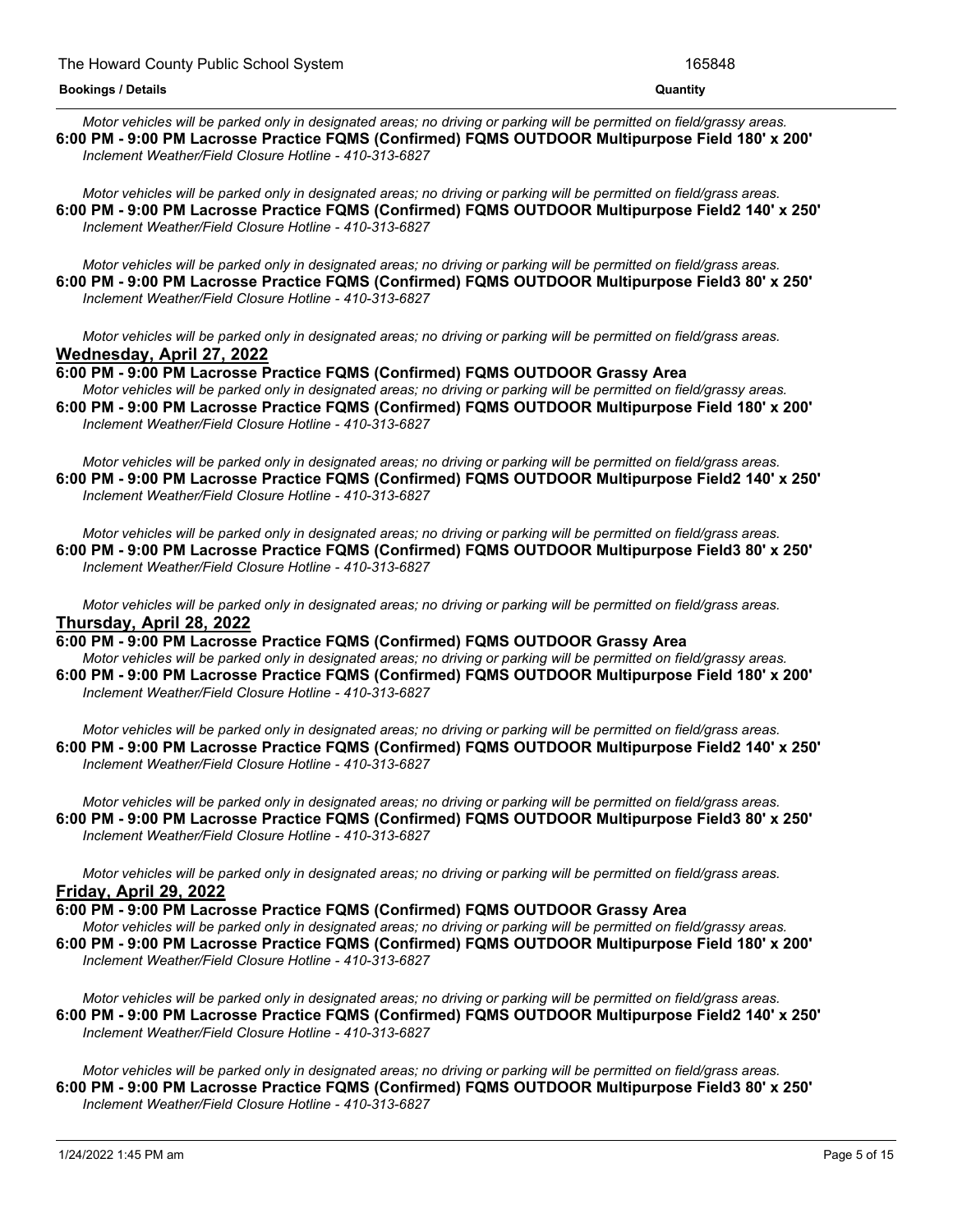*Motor vehicles will be parked only in designated areas; no driving or parking will be permitted on field/grassy areas.*

**6:00 PM - 9:00 PM Lacrosse Practice FQMS (Confirmed) FQMS OUTDOOR Multipurpose Field 180' x 200'**

*Inclement Weather/Field Closure Hotline - 410-313-6827*

*Motor vehicles will be parked only in designated areas; no driving or parking will be permitted on field/grass areas.*

**6:00 PM - 9:00 PM Lacrosse Practice FQMS (Confirmed) FQMS OUTDOOR Multipurpose Field2 140' x 250'**

*Inclement Weather/Field Closure Hotline - 410-313-6827*

*Motor vehicles will be parked only in designated areas; no driving or parking will be permitted on field/grass areas.*

**6:00 PM - 9:00 PM Lacrosse Practice FQMS (Confirmed) FQMS OUTDOOR Multipurpose Field3 80' x 250'**

*Inclement Weather/Field Closure Hotline - 410-313-6827*

*Motor vehicles will be parked only in designated areas; no driving or parking will be permitted on field/grass areas.*

## Wednesday, April 27, 2022

**6:00 PM - 9:00 PM Lacrosse Practice FQMS (Confirmed) FQMS OUTDOOR Grassy Area**

*Motor vehicles will be parked only in designated areas; no driving or parking will be permitted on field/grassy areas.*

**6:00 PM - 9:00 PM Lacrosse Practice FQMS (Confirmed) FQMS OUTDOOR Multipurpose Field 180' x 200'**

*Inclement Weather/Field Closure Hotline - 410-313-6827*

*Motor vehicles will be parked only in designated areas; no driving or parking will be permitted on field/grass areas.*

**6:00 PM - 9:00 PM Lacrosse Practice FQMS (Confirmed) FQMS OUTDOOR Multipurpose Field2 140' x 250'**

*Inclement Weather/Field Closure Hotline - 410-313-6827*

*Motor vehicles will be parked only in designated areas; no driving or parking will be permitted on field/grass areas.*

**6:00 PM - 9:00 PM Lacrosse Practice FQMS (Confirmed) FQMS OUTDOOR Multipurpose Field3 80' x 250'**

*Inclement Weather/Field Closure Hotline - 410-313-6827*

*Motor vehicles will be parked only in designated areas; no driving or parking will be permitted on field/grass areas.*

## Thursday, April 28, 2022

**6:00 PM - 9:00 PM Lacrosse Practice FQMS (Confirmed) FQMS OUTDOOR Grassy Area**

*Motor vehicles will be parked only in designated areas; no driving or parking will be permitted on field/grassy areas.*

**6:00 PM - 9:00 PM Lacrosse Practice FQMS (Confirmed) FQMS OUTDOOR Multipurpose Field 180' x 200'**

*Inclement Weather/Field Closure Hotline - 410-313-6827*

*Motor vehicles will be parked only in designated areas; no driving or parking will be permitted on field/grass areas.*

**6:00 PM - 9:00 PM Lacrosse Practice FQMS (Confirmed) FQMS OUTDOOR Multipurpose Field2 140' x 250'**

*Inclement Weather/Field Closure Hotline - 410-313-6827*

*Motor vehicles will be parked only in designated areas; no driving or parking will be permitted on field/grass areas.*

**6:00 PM - 9:00 PM Lacrosse Practice FQMS (Confirmed) FQMS OUTDOOR Multipurpose Field3 80' x 250'**

*Inclement Weather/Field Closure Hotline - 410-313-6827*

*Motor vehicles will be parked only in designated areas; no driving or parking will be permitted on field/grass areas.*

## Friday, April 29, 2022

**6:00 PM - 9:00 PM Lacrosse Practice FQMS (Confirmed) FQMS OUTDOOR Grassy Area**

*Motor vehicles will be parked only in designated areas; no driving or parking will be permitted on field/grassy areas.*

**6:00 PM - 9:00 PM Lacrosse Practice FQMS (Confirmed) FQMS OUTDOOR Multipurpose Field 180' x 200'**

*Inclement Weather/Field Closure Hotline - 410-313-6827*

*Motor vehicles will be parked only in designated areas; no driving or parking will be permitted on field/grass areas.*

**6:00 PM - 9:00 PM Lacrosse Practice FQMS (Confirmed) FQMS OUTDOOR Multipurpose Field2 140' x 250'**

*Inclement Weather/Field Closure Hotline - 410-313-6827*

*Motor vehicles will be parked only in designated areas; no driving or parking will be permitted on field/grass areas.*

**6:00 PM - 9:00 PM Lacrosse Practice FQMS (Confirmed) FQMS OUTDOOR Multipurpose Field3 80' x 250'**

*Inclement Weather/Field Closure Hotline - 410-313-6827*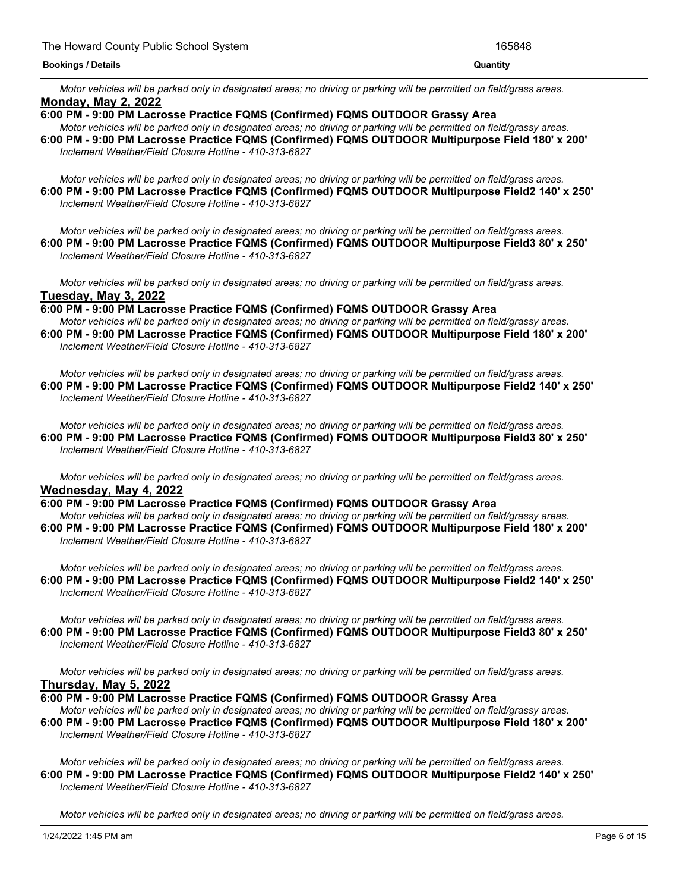*Motor vehicles will be parked only in designated areas; no driving or parking will be permitted on field/grass areas.*

**Monday, May 2, 2022**

**6:00 PM - 9:00 PM Lacrosse Practice FQMS (Confirmed) FQMS OUTDOOR Grassy Area**

*Motor vehicles will be parked only in designated areas; no driving or parking will be permitted on field/grassy areas.*

**6:00 PM - 9:00 PM Lacrosse Practice FQMS (Confirmed) FQMS OUTDOOR Multipurpose Field 180' x 200'**

*Inclement Weather/Field Closure Hotline - 410-313-6827*

*Motor vehicles will be parked only in designated areas; no driving or parking will be permitted on field/grass areas.*

**6:00 PM - 9:00 PM Lacrosse Practice FQMS (Confirmed) FQMS OUTDOOR Multipurpose Field2 140' x 250'**

*Inclement Weather/Field Closure Hotline - 410-313-6827*

*Motor vehicles will be parked only in designated areas; no driving or parking will be permitted on field/grass areas.*

**6:00 PM - 9:00 PM Lacrosse Practice FQMS (Confirmed) FQMS OUTDOOR Multipurpose Field3 80' x 250'**

*Inclement Weather/Field Closure Hotline - 410-313-6827*

*Motor vehicles will be parked only in designated areas; no driving or parking will be permitted on field/grass areas.*

**Tuesday, May 3, 2022**

**6:00 PM - 9:00 PM Lacrosse Practice FQMS (Confirmed) FQMS OUTDOOR Grassy Area**

*Motor vehicles will be parked only in designated areas; no driving or parking will be permitted on field/grassy areas.*

**6:00 PM - 9:00 PM Lacrosse Practice FQMS (Confirmed) FQMS OUTDOOR Multipurpose Field 180' x 200'**

*Inclement Weather/Field Closure Hotline - 410-313-6827*

*Motor vehicles will be parked only in designated areas; no driving or parking will be permitted on field/grass areas.*

**6:00 PM - 9:00 PM Lacrosse Practice FQMS (Confirmed) FQMS OUTDOOR Multipurpose Field2 140' x 250'**

*Inclement Weather/Field Closure Hotline - 410-313-6827*

*Motor vehicles will be parked only in designated areas; no driving or parking will be permitted on field/grass areas.*

**6:00 PM - 9:00 PM Lacrosse Practice FQMS (Confirmed) FQMS OUTDOOR Multipurpose Field3 80' x 250'**

*Inclement Weather/Field Closure Hotline - 410-313-6827*

*Motor vehicles will be parked only in designated areas; no driving or parking will be permitted on field/grass areas.*

**Wednesday, May 4, 2022**

**6:00 PM - 9:00 PM Lacrosse Practice FQMS (Confirmed) FQMS OUTDOOR Grassy Area**

*Motor vehicles will be parked only in designated areas; no driving or parking will be permitted on field/grassy areas.*

**6:00 PM - 9:00 PM Lacrosse Practice FQMS (Confirmed) FQMS OUTDOOR Multipurpose Field 180' x 200'**

*Inclement Weather/Field Closure Hotline - 410-313-6827*

*Motor vehicles will be parked only in designated areas; no driving or parking will be permitted on field/grass areas.*

**6:00 PM - 9:00 PM Lacrosse Practice FQMS (Confirmed) FQMS OUTDOOR Multipurpose Field2 140' x 250'**

*Inclement Weather/Field Closure Hotline - 410-313-6827*

*Motor vehicles will be parked only in designated areas; no driving or parking will be permitted on field/grass areas.*

**6:00 PM - 9:00 PM Lacrosse Practice FQMS (Confirmed) FQMS OUTDOOR Multipurpose Field3 80' x 250'**

*Inclement Weather/Field Closure Hotline - 410-313-6827*

*Motor vehicles will be parked only in designated areas; no driving or parking will be permitted on field/grass areas.*

**Thursday, May 5, 2022**

**6:00 PM - 9:00 PM Lacrosse Practice FQMS (Confirmed) FQMS OUTDOOR Grassy Area**

*Motor vehicles will be parked only in designated areas; no driving or parking will be permitted on field/grassy areas.*

**6:00 PM - 9:00 PM Lacrosse Practice FQMS (Confirmed) FQMS OUTDOOR Multipurpose Field 180' x 200'**

*Inclement Weather/Field Closure Hotline - 410-313-6827*

*Motor vehicles will be parked only in designated areas; no driving or parking will be permitted on field/grass areas.*

**6:00 PM - 9:00 PM Lacrosse Practice FQMS (Confirmed) FQMS OUTDOOR Multipurpose Field2 140' x 250'**

*Inclement Weather/Field Closure Hotline - 410-313-6827*

*Motor vehicles will be parked only in designated areas; no driving or parking will be permitted on field/grass areas.*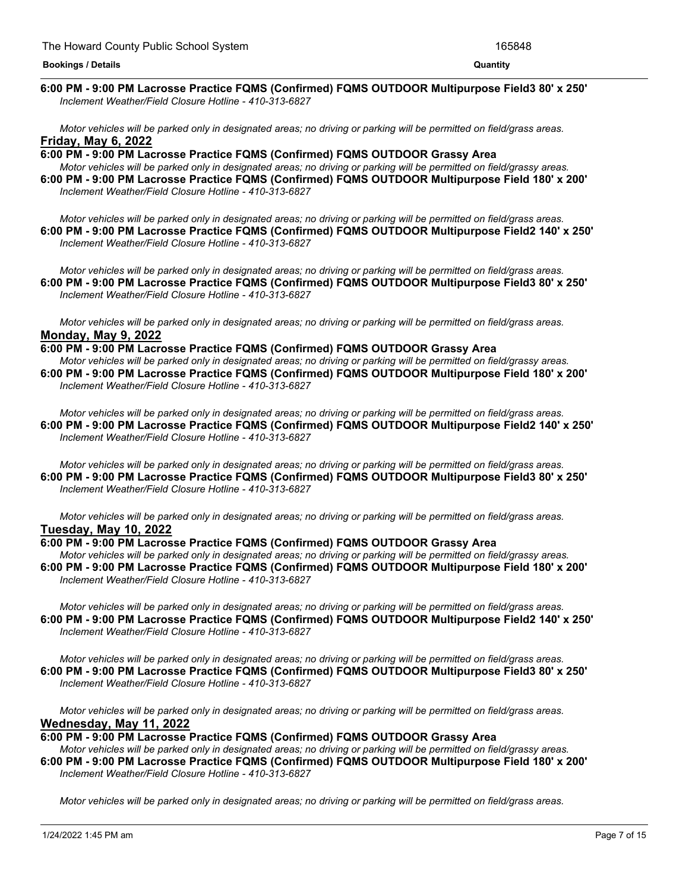**6:00 PM - 9:00 PM Lacrosse Practice FQMS (Confirmed) FQMS OUTDOOR Multipurpose Field3 80' x 250'**

*Inclement Weather/Field Closure Hotline - 410-313-6827*

*Motor vehicles will be parked only in designated areas; no driving or parking will be permitted on field/grass areas.*

## Friday, May 6, 2022

**6:00 PM - 9:00 PM Lacrosse Practice FQMS (Confirmed) FQMS OUTDOOR Grassy Area**

*Motor vehicles will be parked only in designated areas; no driving or parking will be permitted on field/grassy areas.*

**6:00 PM - 9:00 PM Lacrosse Practice FQMS (Confirmed) FQMS OUTDOOR Multipurpose Field 180' x 200'**

*Inclement Weather/Field Closure Hotline - 410-313-6827*

*Motor vehicles will be parked only in designated areas; no driving or parking will be permitted on field/grass areas.*

**6:00 PM - 9:00 PM Lacrosse Practice FQMS (Confirmed) FQMS OUTDOOR Multipurpose Field2 140' x 250'**

*Inclement Weather/Field Closure Hotline - 410-313-6827*

*Motor vehicles will be parked only in designated areas; no driving or parking will be permitted on field/grass areas.*

**6:00 PM - 9:00 PM Lacrosse Practice FQMS (Confirmed) FQMS OUTDOOR Multipurpose Field3 80' x 250'**

*Inclement Weather/Field Closure Hotline - 410-313-6827*

*Motor vehicles will be parked only in designated areas; no driving or parking will be permitted on field/grass areas.*

## Monday, May 9, 2022

**6:00 PM - 9:00 PM Lacrosse Practice FQMS (Confirmed) FQMS OUTDOOR Grassy Area**

*Motor vehicles will be parked only in designated areas; no driving or parking will be permitted on field/grassy areas.*

**6:00 PM - 9:00 PM Lacrosse Practice FQMS (Confirmed) FQMS OUTDOOR Multipurpose Field 180' x 200'**

*Inclement Weather/Field Closure Hotline - 410-313-6827*

*Motor vehicles will be parked only in designated areas; no driving or parking will be permitted on field/grass areas.*

**6:00 PM - 9:00 PM Lacrosse Practice FQMS (Confirmed) FQMS OUTDOOR Multipurpose Field2 140' x 250'**

*Inclement Weather/Field Closure Hotline - 410-313-6827*

*Motor vehicles will be parked only in designated areas; no driving or parking will be permitted on field/grass areas.*

**6:00 PM - 9:00 PM Lacrosse Practice FQMS (Confirmed) FQMS OUTDOOR Multipurpose Field3 80' x 250'**

*Inclement Weather/Field Closure Hotline - 410-313-6827*

*Motor vehicles will be parked only in designated areas; no driving or parking will be permitted on field/grass areas.*

## Tuesday, May 10, 2022

**6:00 PM - 9:00 PM Lacrosse Practice FQMS (Confirmed) FQMS OUTDOOR Grassy Area**

*Motor vehicles will be parked only in designated areas; no driving or parking will be permitted on field/grassy areas.*

**6:00 PM - 9:00 PM Lacrosse Practice FQMS (Confirmed) FQMS OUTDOOR Multipurpose Field 180' x 200'**

*Inclement Weather/Field Closure Hotline - 410-313-6827*

*Motor vehicles will be parked only in designated areas; no driving or parking will be permitted on field/grass areas.*

**6:00 PM - 9:00 PM Lacrosse Practice FQMS (Confirmed) FQMS OUTDOOR Multipurpose Field2 140' x 250'**

*Inclement Weather/Field Closure Hotline - 410-313-6827*

*Motor vehicles will be parked only in designated areas; no driving or parking will be permitted on field/grass areas.*

**6:00 PM - 9:00 PM Lacrosse Practice FQMS (Confirmed) FQMS OUTDOOR Multipurpose Field3 80' x 250'**

*Inclement Weather/Field Closure Hotline - 410-313-6827*

*Motor vehicles will be parked only in designated areas; no driving or parking will be permitted on field/grass areas.*

## Wednesday, May 11, 2022

**6:00 PM - 9:00 PM Lacrosse Practice FQMS (Confirmed) FQMS OUTDOOR Grassy Area**

*Motor vehicles will be parked only in designated areas; no driving or parking will be permitted on field/grassy areas.*

**6:00 PM - 9:00 PM Lacrosse Practice FQMS (Confirmed) FQMS OUTDOOR Multipurpose Field 180' x 200'**

*Inclement Weather/Field Closure Hotline - 410-313-6827*

*Motor vehicles will be parked only in designated areas; no driving or parking will be permitted on field/grass areas.*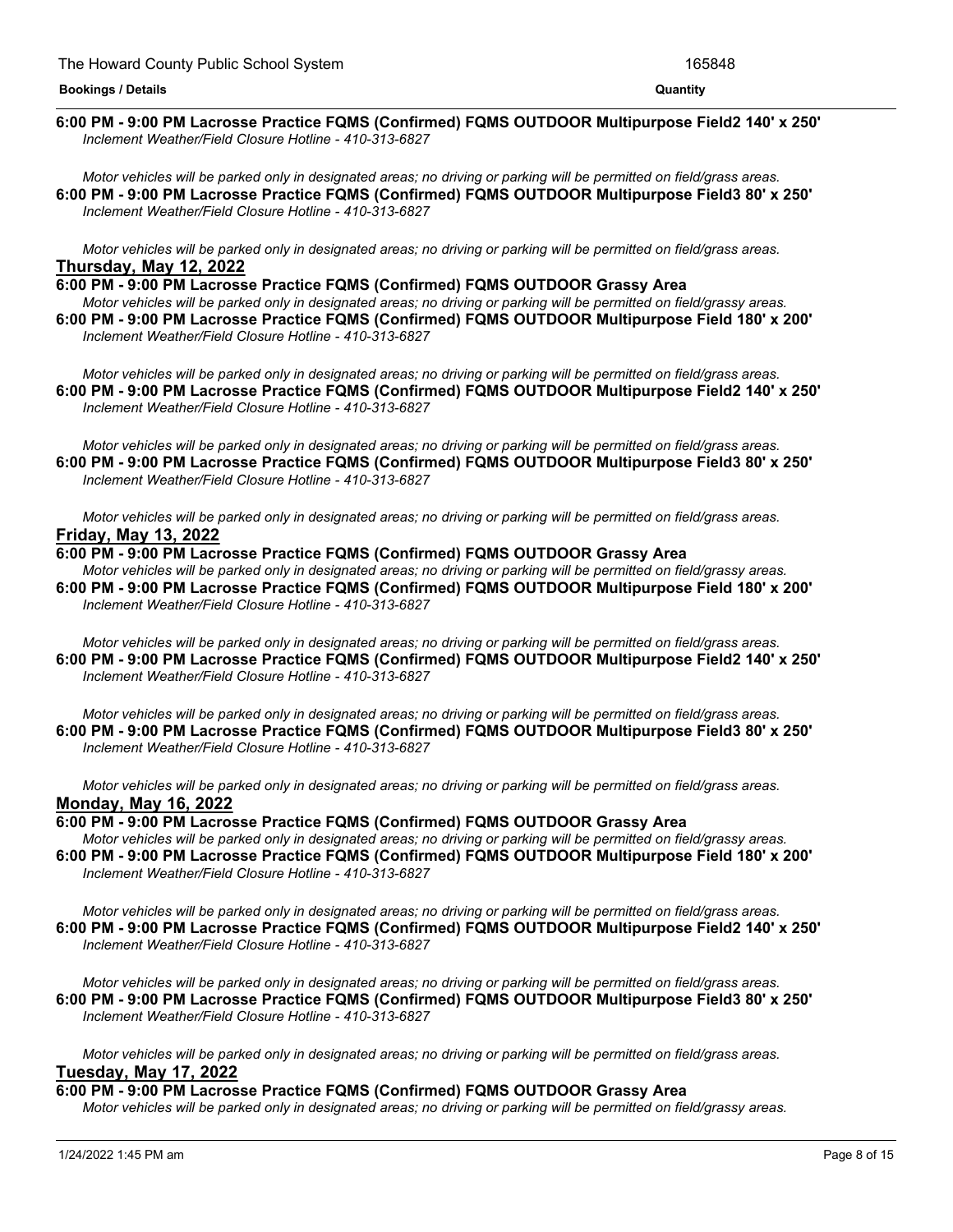**6:00 PM - 9:00 PM Lacrosse Practice FQMS (Confirmed) FQMS OUTDOOR Multipurpose Field2 140' x 250'**

*Inclement Weather/Field Closure Hotline - 410-313-6827*

*Motor vehicles will be parked only in designated areas; no driving or parking will be permitted on field/grass areas.*

**6:00 PM - 9:00 PM Lacrosse Practice FQMS (Confirmed) FQMS OUTDOOR Multipurpose Field3 80' x 250'**

*Inclement Weather/Field Closure Hotline - 410-313-6827*

*Motor vehicles will be parked only in designated areas; no driving or parking will be permitted on field/grass areas.*

## Thursday, May 12, 2022

**6:00 PM - 9:00 PM Lacrosse Practice FQMS (Confirmed) FQMS OUTDOOR Grassy Area**

*Motor vehicles will be parked only in designated areas; no driving or parking will be permitted on field/grassy areas.*

**6:00 PM - 9:00 PM Lacrosse Practice FQMS (Confirmed) FQMS OUTDOOR Multipurpose Field 180' x 200'**

*Inclement Weather/Field Closure Hotline - 410-313-6827*

*Motor vehicles will be parked only in designated areas; no driving or parking will be permitted on field/grass areas.*

**6:00 PM - 9:00 PM Lacrosse Practice FQMS (Confirmed) FQMS OUTDOOR Multipurpose Field2 140' x 250'**

*Inclement Weather/Field Closure Hotline - 410-313-6827*

*Motor vehicles will be parked only in designated areas; no driving or parking will be permitted on field/grass areas.*

**6:00 PM - 9:00 PM Lacrosse Practice FQMS (Confirmed) FQMS OUTDOOR Multipurpose Field3 80' x 250'**

*Inclement Weather/Field Closure Hotline - 410-313-6827*

*Motor vehicles will be parked only in designated areas; no driving or parking will be permitted on field/grass areas.*

## Friday, May 13, 2022

**6:00 PM - 9:00 PM Lacrosse Practice FQMS (Confirmed) FQMS OUTDOOR Grassy Area**

*Motor vehicles will be parked only in designated areas; no driving or parking will be permitted on field/grassy areas.*

**6:00 PM - 9:00 PM Lacrosse Practice FQMS (Confirmed) FQMS OUTDOOR Multipurpose Field 180' x 200'**

*Inclement Weather/Field Closure Hotline - 410-313-6827*

*Motor vehicles will be parked only in designated areas; no driving or parking will be permitted on field/grass areas.*

**6:00 PM - 9:00 PM Lacrosse Practice FQMS (Confirmed) FQMS OUTDOOR Multipurpose Field2 140' x 250'**

*Inclement Weather/Field Closure Hotline - 410-313-6827*

*Motor vehicles will be parked only in designated areas; no driving or parking will be permitted on field/grass areas.*

**6:00 PM - 9:00 PM Lacrosse Practice FQMS (Confirmed) FQMS OUTDOOR Multipurpose Field3 80' x 250'**

*Inclement Weather/Field Closure Hotline - 410-313-6827*

*Motor vehicles will be parked only in designated areas; no driving or parking will be permitted on field/grass areas.*

## Monday, May 16, 2022

**6:00 PM - 9:00 PM Lacrosse Practice FQMS (Confirmed) FQMS OUTDOOR Grassy Area**

*Motor vehicles will be parked only in designated areas; no driving or parking will be permitted on field/grassy areas.*

**6:00 PM - 9:00 PM Lacrosse Practice FQMS (Confirmed) FQMS OUTDOOR Multipurpose Field 180' x 200'**

*Inclement Weather/Field Closure Hotline - 410-313-6827*

*Motor vehicles will be parked only in designated areas; no driving or parking will be permitted on field/grass areas.*

**6:00 PM - 9:00 PM Lacrosse Practice FQMS (Confirmed) FQMS OUTDOOR Multipurpose Field2 140' x 250'**

*Inclement Weather/Field Closure Hotline - 410-313-6827*

*Motor vehicles will be parked only in designated areas; no driving or parking will be permitted on field/grass areas.*

**6:00 PM - 9:00 PM Lacrosse Practice FQMS (Confirmed) FQMS OUTDOOR Multipurpose Field3 80' x 250'**

*Inclement Weather/Field Closure Hotline - 410-313-6827*

*Motor vehicles will be parked only in designated areas; no driving or parking will be permitted on field/grass areas.*

## Tuesday, May 17, 2022

**6:00 PM - 9:00 PM Lacrosse Practice FQMS (Confirmed) FQMS OUTDOOR Grassy Area**

*Motor vehicles will be parked only in designated areas; no driving or parking will be permitted on field/grassy areas.*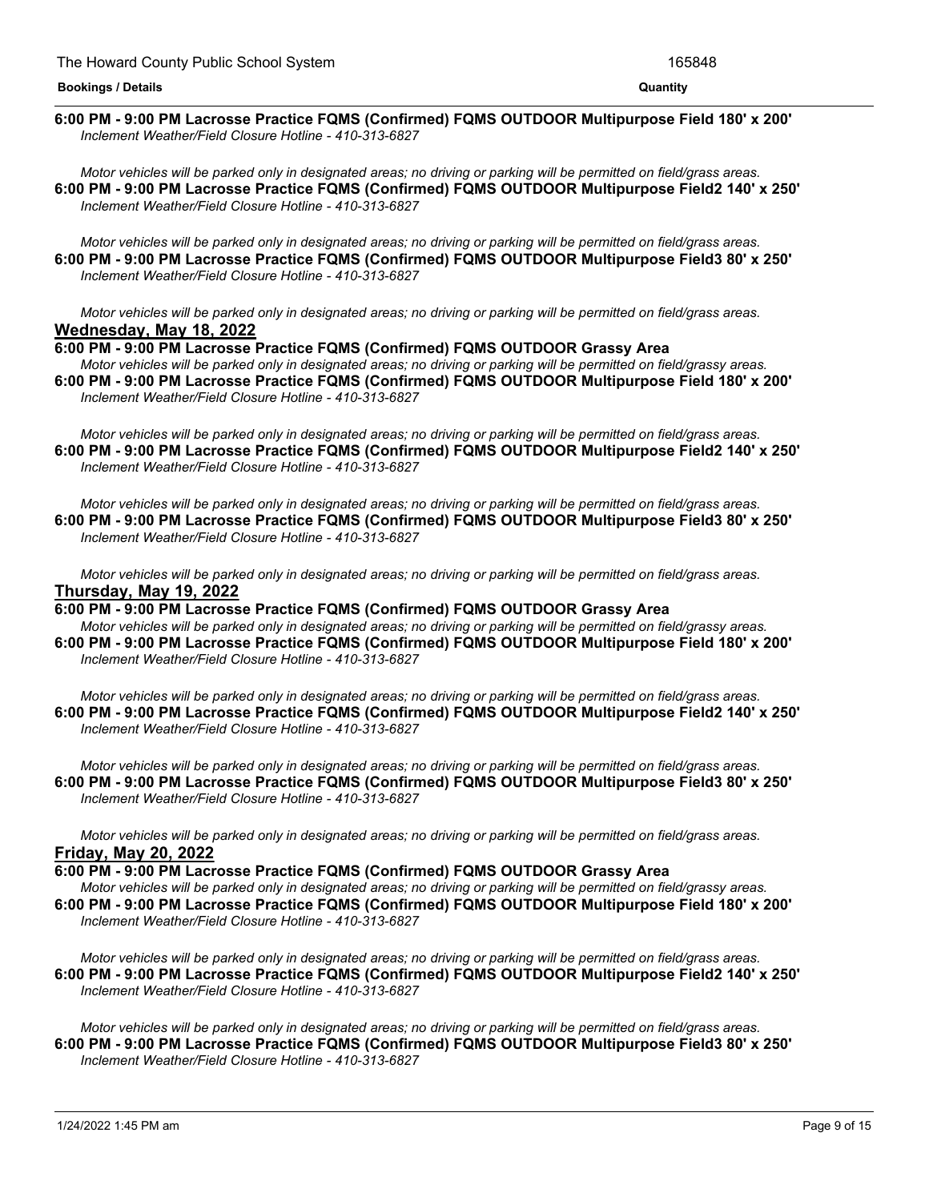**6:00 PM - 9:00 PM Lacrosse Practice FQMS (Confirmed) FQMS OUTDOOR Multipurpose Field 180' x 200'**
*Inclement Weather/Field Closure Hotline - 410-313-6827*

*Motor vehicles will be parked only in designated areas; no driving or parking will be permitted on field/grass areas.*

**6:00 PM - 9:00 PM Lacrosse Practice FQMS (Confirmed) FQMS OUTDOOR Multipurpose Field2 140' x 250'**
*Inclement Weather/Field Closure Hotline - 410-313-6827*

*Motor vehicles will be parked only in designated areas; no driving or parking will be permitted on field/grass areas.*

**6:00 PM - 9:00 PM Lacrosse Practice FQMS (Confirmed) FQMS OUTDOOR Multipurpose Field3 80' x 250'**
*Inclement Weather/Field Closure Hotline - 410-313-6827*

*Motor vehicles will be parked only in designated areas; no driving or parking will be permitted on field/grass areas.*

## Wednesday, May 18, 2022

**6:00 PM - 9:00 PM Lacrosse Practice FQMS (Confirmed) FQMS OUTDOOR Grassy Area**
*Motor vehicles will be parked only in designated areas; no driving or parking will be permitted on field/grassy areas.*

**6:00 PM - 9:00 PM Lacrosse Practice FQMS (Confirmed) FQMS OUTDOOR Multipurpose Field 180' x 200'**
*Inclement Weather/Field Closure Hotline - 410-313-6827*

*Motor vehicles will be parked only in designated areas; no driving or parking will be permitted on field/grass areas.*

**6:00 PM - 9:00 PM Lacrosse Practice FQMS (Confirmed) FQMS OUTDOOR Multipurpose Field2 140' x 250'**
*Inclement Weather/Field Closure Hotline - 410-313-6827*

*Motor vehicles will be parked only in designated areas; no driving or parking will be permitted on field/grass areas.*

**6:00 PM - 9:00 PM Lacrosse Practice FQMS (Confirmed) FQMS OUTDOOR Multipurpose Field3 80' x 250'**
*Inclement Weather/Field Closure Hotline - 410-313-6827*

*Motor vehicles will be parked only in designated areas; no driving or parking will be permitted on field/grass areas.*

## Thursday, May 19, 2022

**6:00 PM - 9:00 PM Lacrosse Practice FQMS (Confirmed) FQMS OUTDOOR Grassy Area**
*Motor vehicles will be parked only in designated areas; no driving or parking will be permitted on field/grassy areas.*

**6:00 PM - 9:00 PM Lacrosse Practice FQMS (Confirmed) FQMS OUTDOOR Multipurpose Field 180' x 200'**
*Inclement Weather/Field Closure Hotline - 410-313-6827*

*Motor vehicles will be parked only in designated areas; no driving or parking will be permitted on field/grass areas.*

**6:00 PM - 9:00 PM Lacrosse Practice FQMS (Confirmed) FQMS OUTDOOR Multipurpose Field2 140' x 250'**
*Inclement Weather/Field Closure Hotline - 410-313-6827*

*Motor vehicles will be parked only in designated areas; no driving or parking will be permitted on field/grass areas.*

**6:00 PM - 9:00 PM Lacrosse Practice FQMS (Confirmed) FQMS OUTDOOR Multipurpose Field3 80' x 250'**
*Inclement Weather/Field Closure Hotline - 410-313-6827*

*Motor vehicles will be parked only in designated areas; no driving or parking will be permitted on field/grass areas.*

## Friday, May 20, 2022

**6:00 PM - 9:00 PM Lacrosse Practice FQMS (Confirmed) FQMS OUTDOOR Grassy Area**
*Motor vehicles will be parked only in designated areas; no driving or parking will be permitted on field/grassy areas.*

**6:00 PM - 9:00 PM Lacrosse Practice FQMS (Confirmed) FQMS OUTDOOR Multipurpose Field 180' x 200'**
*Inclement Weather/Field Closure Hotline - 410-313-6827*

*Motor vehicles will be parked only in designated areas; no driving or parking will be permitted on field/grass areas.*

**6:00 PM - 9:00 PM Lacrosse Practice FQMS (Confirmed) FQMS OUTDOOR Multipurpose Field2 140' x 250'**
*Inclement Weather/Field Closure Hotline - 410-313-6827*

*Motor vehicles will be parked only in designated areas; no driving or parking will be permitted on field/grass areas.*

**6:00 PM - 9:00 PM Lacrosse Practice FQMS (Confirmed) FQMS OUTDOOR Multipurpose Field3 80' x 250'**
*Inclement Weather/Field Closure Hotline - 410-313-6827*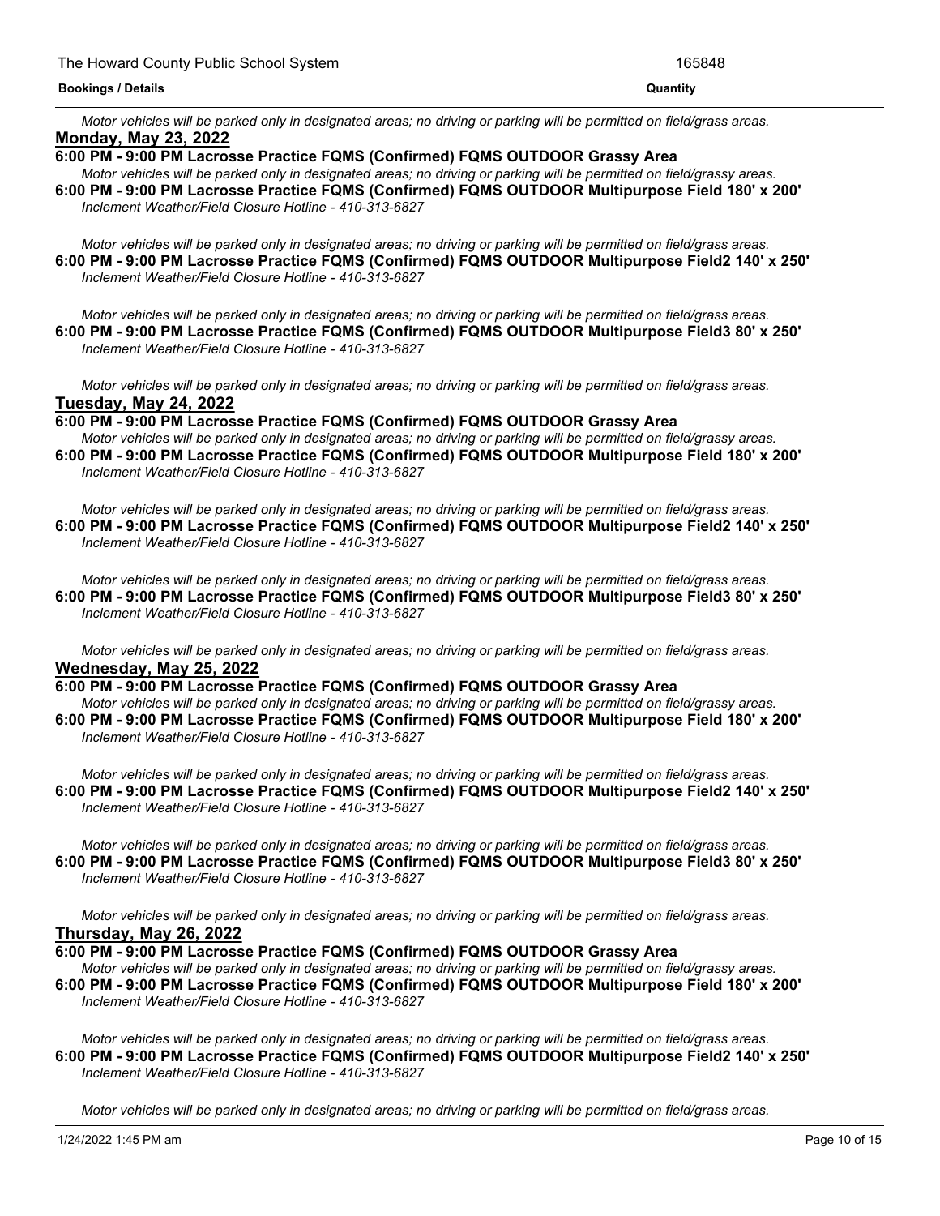*Motor vehicles will be parked only in designated areas; no driving or parking will be permitted on field/grass areas.*

**Monday, May 23, 2022**

**6:00 PM - 9:00 PM Lacrosse Practice FQMS (Confirmed) FQMS OUTDOOR Grassy Area**

*Motor vehicles will be parked only in designated areas; no driving or parking will be permitted on field/grassy areas.*

**6:00 PM - 9:00 PM Lacrosse Practice FQMS (Confirmed) FQMS OUTDOOR Multipurpose Field 180' x 200'**

*Inclement Weather/Field Closure Hotline - 410-313-6827*

*Motor vehicles will be parked only in designated areas; no driving or parking will be permitted on field/grass areas.*

**6:00 PM - 9:00 PM Lacrosse Practice FQMS (Confirmed) FQMS OUTDOOR Multipurpose Field2 140' x 250'**

*Inclement Weather/Field Closure Hotline - 410-313-6827*

*Motor vehicles will be parked only in designated areas; no driving or parking will be permitted on field/grass areas.*

**6:00 PM - 9:00 PM Lacrosse Practice FQMS (Confirmed) FQMS OUTDOOR Multipurpose Field3 80' x 250'**

*Inclement Weather/Field Closure Hotline - 410-313-6827*

*Motor vehicles will be parked only in designated areas; no driving or parking will be permitted on field/grass areas.*

**Tuesday, May 24, 2022**

**6:00 PM - 9:00 PM Lacrosse Practice FQMS (Confirmed) FQMS OUTDOOR Grassy Area**

*Motor vehicles will be parked only in designated areas; no driving or parking will be permitted on field/grassy areas.*

**6:00 PM - 9:00 PM Lacrosse Practice FQMS (Confirmed) FQMS OUTDOOR Multipurpose Field 180' x 200'**

*Inclement Weather/Field Closure Hotline - 410-313-6827*

*Motor vehicles will be parked only in designated areas; no driving or parking will be permitted on field/grass areas.*

**6:00 PM - 9:00 PM Lacrosse Practice FQMS (Confirmed) FQMS OUTDOOR Multipurpose Field2 140' x 250'**

*Inclement Weather/Field Closure Hotline - 410-313-6827*

*Motor vehicles will be parked only in designated areas; no driving or parking will be permitted on field/grass areas.*

**6:00 PM - 9:00 PM Lacrosse Practice FQMS (Confirmed) FQMS OUTDOOR Multipurpose Field3 80' x 250'**

*Inclement Weather/Field Closure Hotline - 410-313-6827*

*Motor vehicles will be parked only in designated areas; no driving or parking will be permitted on field/grass areas.*

**Wednesday, May 25, 2022**

**6:00 PM - 9:00 PM Lacrosse Practice FQMS (Confirmed) FQMS OUTDOOR Grassy Area**

*Motor vehicles will be parked only in designated areas; no driving or parking will be permitted on field/grassy areas.*

**6:00 PM - 9:00 PM Lacrosse Practice FQMS (Confirmed) FQMS OUTDOOR Multipurpose Field 180' x 200'**

*Inclement Weather/Field Closure Hotline - 410-313-6827*

*Motor vehicles will be parked only in designated areas; no driving or parking will be permitted on field/grass areas.*

**6:00 PM - 9:00 PM Lacrosse Practice FQMS (Confirmed) FQMS OUTDOOR Multipurpose Field2 140' x 250'**

*Inclement Weather/Field Closure Hotline - 410-313-6827*

*Motor vehicles will be parked only in designated areas; no driving or parking will be permitted on field/grass areas.*

**6:00 PM - 9:00 PM Lacrosse Practice FQMS (Confirmed) FQMS OUTDOOR Multipurpose Field3 80' x 250'**

*Inclement Weather/Field Closure Hotline - 410-313-6827*

*Motor vehicles will be parked only in designated areas; no driving or parking will be permitted on field/grass areas.*

**Thursday, May 26, 2022**

**6:00 PM - 9:00 PM Lacrosse Practice FQMS (Confirmed) FQMS OUTDOOR Grassy Area**

*Motor vehicles will be parked only in designated areas; no driving or parking will be permitted on field/grassy areas.*

**6:00 PM - 9:00 PM Lacrosse Practice FQMS (Confirmed) FQMS OUTDOOR Multipurpose Field 180' x 200'**

*Inclement Weather/Field Closure Hotline - 410-313-6827*

*Motor vehicles will be parked only in designated areas; no driving or parking will be permitted on field/grass areas.*

**6:00 PM - 9:00 PM Lacrosse Practice FQMS (Confirmed) FQMS OUTDOOR Multipurpose Field2 140' x 250'**

*Inclement Weather/Field Closure Hotline - 410-313-6827*

*Motor vehicles will be parked only in designated areas; no driving or parking will be permitted on field/grass areas.*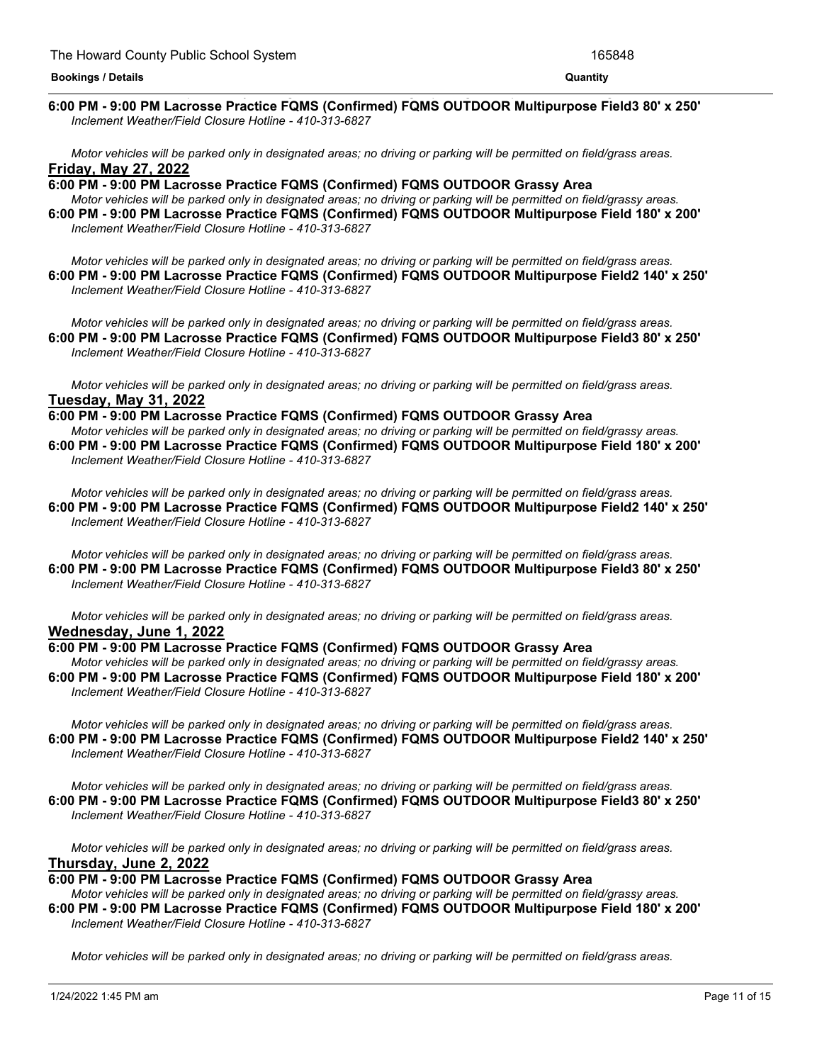**6:00 PM - 9:00 PM Lacrosse Practice FQMS (Confirmed) FQMS OUTDOOR Multipurpose Field3 80' x 250'**
*Inclement Weather/Field Closure Hotline - 410-313-6827*

*Motor vehicles will be parked only in designated areas; no driving or parking will be permitted on field/grass areas.*

**Friday, May 27, 2022**

**6:00 PM - 9:00 PM Lacrosse Practice FQMS (Confirmed) FQMS OUTDOOR Grassy Area**
*Motor vehicles will be parked only in designated areas; no driving or parking will be permitted on field/grassy areas.*

**6:00 PM - 9:00 PM Lacrosse Practice FQMS (Confirmed) FQMS OUTDOOR Multipurpose Field 180' x 200'**
*Inclement Weather/Field Closure Hotline - 410-313-6827*

*Motor vehicles will be parked only in designated areas; no driving or parking will be permitted on field/grass areas.*

**6:00 PM - 9:00 PM Lacrosse Practice FQMS (Confirmed) FQMS OUTDOOR Multipurpose Field2 140' x 250'**
*Inclement Weather/Field Closure Hotline - 410-313-6827*

*Motor vehicles will be parked only in designated areas; no driving or parking will be permitted on field/grass areas.*

**6:00 PM - 9:00 PM Lacrosse Practice FQMS (Confirmed) FQMS OUTDOOR Multipurpose Field3 80' x 250'**
*Inclement Weather/Field Closure Hotline - 410-313-6827*

*Motor vehicles will be parked only in designated areas; no driving or parking will be permitted on field/grass areas.*

**Tuesday, May 31, 2022**

**6:00 PM - 9:00 PM Lacrosse Practice FQMS (Confirmed) FQMS OUTDOOR Grassy Area**
*Motor vehicles will be parked only in designated areas; no driving or parking will be permitted on field/grassy areas.*

**6:00 PM - 9:00 PM Lacrosse Practice FQMS (Confirmed) FQMS OUTDOOR Multipurpose Field 180' x 200'**
*Inclement Weather/Field Closure Hotline - 410-313-6827*

*Motor vehicles will be parked only in designated areas; no driving or parking will be permitted on field/grass areas.*

**6:00 PM - 9:00 PM Lacrosse Practice FQMS (Confirmed) FQMS OUTDOOR Multipurpose Field2 140' x 250'**
*Inclement Weather/Field Closure Hotline - 410-313-6827*

*Motor vehicles will be parked only in designated areas; no driving or parking will be permitted on field/grass areas.*

**6:00 PM - 9:00 PM Lacrosse Practice FQMS (Confirmed) FQMS OUTDOOR Multipurpose Field3 80' x 250'**
*Inclement Weather/Field Closure Hotline - 410-313-6827*

*Motor vehicles will be parked only in designated areas; no driving or parking will be permitted on field/grass areas.*

**Wednesday, June 1, 2022**

**6:00 PM - 9:00 PM Lacrosse Practice FQMS (Confirmed) FQMS OUTDOOR Grassy Area**
*Motor vehicles will be parked only in designated areas; no driving or parking will be permitted on field/grassy areas.*

**6:00 PM - 9:00 PM Lacrosse Practice FQMS (Confirmed) FQMS OUTDOOR Multipurpose Field 180' x 200'**
*Inclement Weather/Field Closure Hotline - 410-313-6827*

*Motor vehicles will be parked only in designated areas; no driving or parking will be permitted on field/grass areas.*

**6:00 PM - 9:00 PM Lacrosse Practice FQMS (Confirmed) FQMS OUTDOOR Multipurpose Field2 140' x 250'**
*Inclement Weather/Field Closure Hotline - 410-313-6827*

*Motor vehicles will be parked only in designated areas; no driving or parking will be permitted on field/grass areas.*

**6:00 PM - 9:00 PM Lacrosse Practice FQMS (Confirmed) FQMS OUTDOOR Multipurpose Field3 80' x 250'**
*Inclement Weather/Field Closure Hotline - 410-313-6827*

*Motor vehicles will be parked only in designated areas; no driving or parking will be permitted on field/grass areas.*

**Thursday, June 2, 2022**

**6:00 PM - 9:00 PM Lacrosse Practice FQMS (Confirmed) FQMS OUTDOOR Grassy Area**
*Motor vehicles will be parked only in designated areas; no driving or parking will be permitted on field/grassy areas.*

**6:00 PM - 9:00 PM Lacrosse Practice FQMS (Confirmed) FQMS OUTDOOR Multipurpose Field 180' x 200'**
*Inclement Weather/Field Closure Hotline - 410-313-6827*

*Motor vehicles will be parked only in designated areas; no driving or parking will be permitted on field/grass areas.*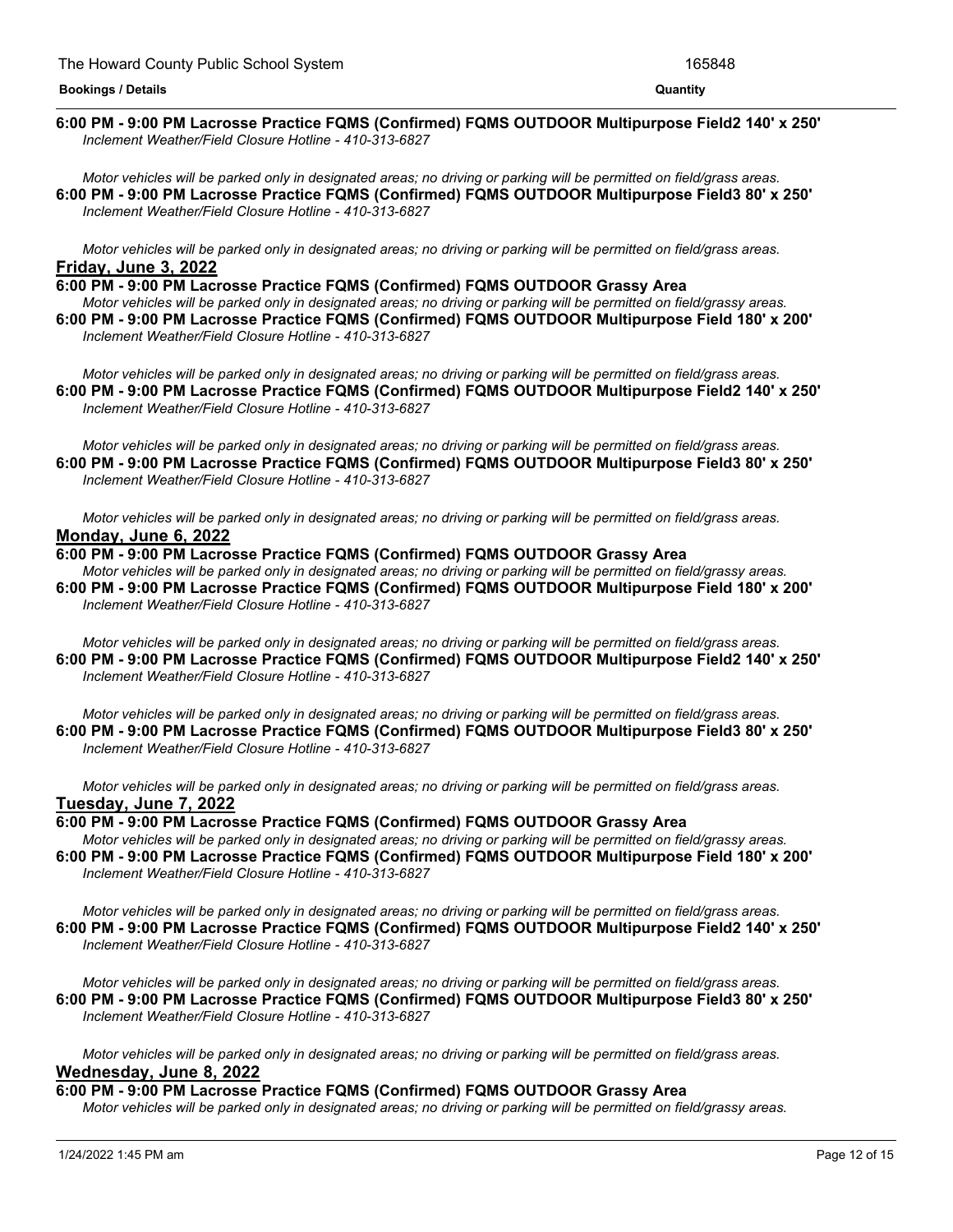**6:00 PM - 9:00 PM Lacrosse Practice FQMS (Confirmed) FQMS OUTDOOR Multipurpose Field2 140' x 250'**
*Inclement Weather/Field Closure Hotline - 410-313-6827*

*Motor vehicles will be parked only in designated areas; no driving or parking will be permitted on field/grass areas.*

**6:00 PM - 9:00 PM Lacrosse Practice FQMS (Confirmed) FQMS OUTDOOR Multipurpose Field3 80' x 250'**
*Inclement Weather/Field Closure Hotline - 410-313-6827*

*Motor vehicles will be parked only in designated areas; no driving or parking will be permitted on field/grass areas.*

## Friday, June 3, 2022

**6:00 PM - 9:00 PM Lacrosse Practice FQMS (Confirmed) FQMS OUTDOOR Grassy Area**
*Motor vehicles will be parked only in designated areas; no driving or parking will be permitted on field/grassy areas.*

**6:00 PM - 9:00 PM Lacrosse Practice FQMS (Confirmed) FQMS OUTDOOR Multipurpose Field 180' x 200'**
*Inclement Weather/Field Closure Hotline - 410-313-6827*

*Motor vehicles will be parked only in designated areas; no driving or parking will be permitted on field/grass areas.*

**6:00 PM - 9:00 PM Lacrosse Practice FQMS (Confirmed) FQMS OUTDOOR Multipurpose Field2 140' x 250'**
*Inclement Weather/Field Closure Hotline - 410-313-6827*

*Motor vehicles will be parked only in designated areas; no driving or parking will be permitted on field/grass areas.*

**6:00 PM - 9:00 PM Lacrosse Practice FQMS (Confirmed) FQMS OUTDOOR Multipurpose Field3 80' x 250'**
*Inclement Weather/Field Closure Hotline - 410-313-6827*

*Motor vehicles will be parked only in designated areas; no driving or parking will be permitted on field/grass areas.*

## Monday, June 6, 2022

**6:00 PM - 9:00 PM Lacrosse Practice FQMS (Confirmed) FQMS OUTDOOR Grassy Area**
*Motor vehicles will be parked only in designated areas; no driving or parking will be permitted on field/grassy areas.*

**6:00 PM - 9:00 PM Lacrosse Practice FQMS (Confirmed) FQMS OUTDOOR Multipurpose Field 180' x 200'**
*Inclement Weather/Field Closure Hotline - 410-313-6827*

*Motor vehicles will be parked only in designated areas; no driving or parking will be permitted on field/grass areas.*

**6:00 PM - 9:00 PM Lacrosse Practice FQMS (Confirmed) FQMS OUTDOOR Multipurpose Field2 140' x 250'**
*Inclement Weather/Field Closure Hotline - 410-313-6827*

*Motor vehicles will be parked only in designated areas; no driving or parking will be permitted on field/grass areas.*

**6:00 PM - 9:00 PM Lacrosse Practice FQMS (Confirmed) FQMS OUTDOOR Multipurpose Field3 80' x 250'**
*Inclement Weather/Field Closure Hotline - 410-313-6827*

*Motor vehicles will be parked only in designated areas; no driving or parking will be permitted on field/grass areas.*

## Tuesday, June 7, 2022

**6:00 PM - 9:00 PM Lacrosse Practice FQMS (Confirmed) FQMS OUTDOOR Grassy Area**
*Motor vehicles will be parked only in designated areas; no driving or parking will be permitted on field/grassy areas.*

**6:00 PM - 9:00 PM Lacrosse Practice FQMS (Confirmed) FQMS OUTDOOR Multipurpose Field 180' x 200'**
*Inclement Weather/Field Closure Hotline - 410-313-6827*

*Motor vehicles will be parked only in designated areas; no driving or parking will be permitted on field/grass areas.*

**6:00 PM - 9:00 PM Lacrosse Practice FQMS (Confirmed) FQMS OUTDOOR Multipurpose Field2 140' x 250'**
*Inclement Weather/Field Closure Hotline - 410-313-6827*

*Motor vehicles will be parked only in designated areas; no driving or parking will be permitted on field/grass areas.*

**6:00 PM - 9:00 PM Lacrosse Practice FQMS (Confirmed) FQMS OUTDOOR Multipurpose Field3 80' x 250'**
*Inclement Weather/Field Closure Hotline - 410-313-6827*

*Motor vehicles will be parked only in designated areas; no driving or parking will be permitted on field/grass areas.*

## Wednesday, June 8, 2022

**6:00 PM - 9:00 PM Lacrosse Practice FQMS (Confirmed) FQMS OUTDOOR Grassy Area**
*Motor vehicles will be parked only in designated areas; no driving or parking will be permitted on field/grassy areas.*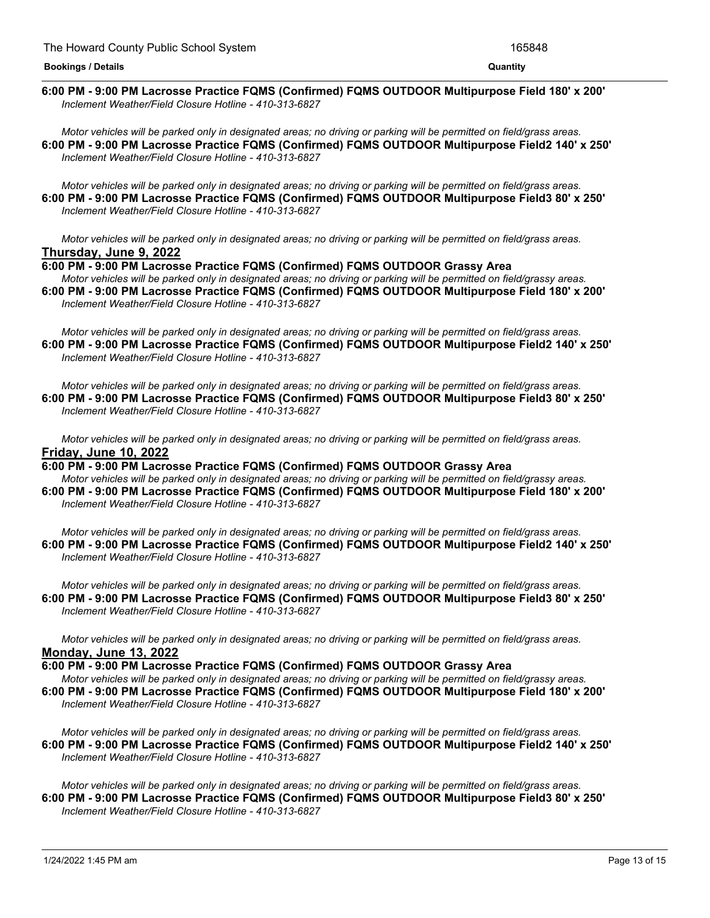**6:00 PM - 9:00 PM Lacrosse Practice FQMS (Confirmed) FQMS OUTDOOR Multipurpose Field 180' x 200'**
*Inclement Weather/Field Closure Hotline - 410-313-6827*

*Motor vehicles will be parked only in designated areas; no driving or parking will be permitted on field/grass areas.*

**6:00 PM - 9:00 PM Lacrosse Practice FQMS (Confirmed) FQMS OUTDOOR Multipurpose Field2 140' x 250'**
*Inclement Weather/Field Closure Hotline - 410-313-6827*

*Motor vehicles will be parked only in designated areas; no driving or parking will be permitted on field/grass areas.*

**6:00 PM - 9:00 PM Lacrosse Practice FQMS (Confirmed) FQMS OUTDOOR Multipurpose Field3 80' x 250'**
*Inclement Weather/Field Closure Hotline - 410-313-6827*

*Motor vehicles will be parked only in designated areas; no driving or parking will be permitted on field/grass areas.*

## Thursday, June 9, 2022

**6:00 PM - 9:00 PM Lacrosse Practice FQMS (Confirmed) FQMS OUTDOOR Grassy Area**
*Motor vehicles will be parked only in designated areas; no driving or parking will be permitted on field/grassy areas.*

**6:00 PM - 9:00 PM Lacrosse Practice FQMS (Confirmed) FQMS OUTDOOR Multipurpose Field 180' x 200'**
*Inclement Weather/Field Closure Hotline - 410-313-6827*

*Motor vehicles will be parked only in designated areas; no driving or parking will be permitted on field/grass areas.*

**6:00 PM - 9:00 PM Lacrosse Practice FQMS (Confirmed) FQMS OUTDOOR Multipurpose Field2 140' x 250'**
*Inclement Weather/Field Closure Hotline - 410-313-6827*

*Motor vehicles will be parked only in designated areas; no driving or parking will be permitted on field/grass areas.*

**6:00 PM - 9:00 PM Lacrosse Practice FQMS (Confirmed) FQMS OUTDOOR Multipurpose Field3 80' x 250'**
*Inclement Weather/Field Closure Hotline - 410-313-6827*

*Motor vehicles will be parked only in designated areas; no driving or parking will be permitted on field/grass areas.*

## Friday, June 10, 2022

**6:00 PM - 9:00 PM Lacrosse Practice FQMS (Confirmed) FQMS OUTDOOR Grassy Area**
*Motor vehicles will be parked only in designated areas; no driving or parking will be permitted on field/grassy areas.*

**6:00 PM - 9:00 PM Lacrosse Practice FQMS (Confirmed) FQMS OUTDOOR Multipurpose Field 180' x 200'**
*Inclement Weather/Field Closure Hotline - 410-313-6827*

*Motor vehicles will be parked only in designated areas; no driving or parking will be permitted on field/grass areas.*

**6:00 PM - 9:00 PM Lacrosse Practice FQMS (Confirmed) FQMS OUTDOOR Multipurpose Field2 140' x 250'**
*Inclement Weather/Field Closure Hotline - 410-313-6827*

*Motor vehicles will be parked only in designated areas; no driving or parking will be permitted on field/grass areas.*

**6:00 PM - 9:00 PM Lacrosse Practice FQMS (Confirmed) FQMS OUTDOOR Multipurpose Field3 80' x 250'**
*Inclement Weather/Field Closure Hotline - 410-313-6827*

*Motor vehicles will be parked only in designated areas; no driving or parking will be permitted on field/grass areas.*

## Monday, June 13, 2022

**6:00 PM - 9:00 PM Lacrosse Practice FQMS (Confirmed) FQMS OUTDOOR Grassy Area**
*Motor vehicles will be parked only in designated areas; no driving or parking will be permitted on field/grassy areas.*

**6:00 PM - 9:00 PM Lacrosse Practice FQMS (Confirmed) FQMS OUTDOOR Multipurpose Field 180' x 200'**
*Inclement Weather/Field Closure Hotline - 410-313-6827*

*Motor vehicles will be parked only in designated areas; no driving or parking will be permitted on field/grass areas.*

**6:00 PM - 9:00 PM Lacrosse Practice FQMS (Confirmed) FQMS OUTDOOR Multipurpose Field2 140' x 250'**
*Inclement Weather/Field Closure Hotline - 410-313-6827*

*Motor vehicles will be parked only in designated areas; no driving or parking will be permitted on field/grass areas.*

**6:00 PM - 9:00 PM Lacrosse Practice FQMS (Confirmed) FQMS OUTDOOR Multipurpose Field3 80' x 250'**
*Inclement Weather/Field Closure Hotline - 410-313-6827*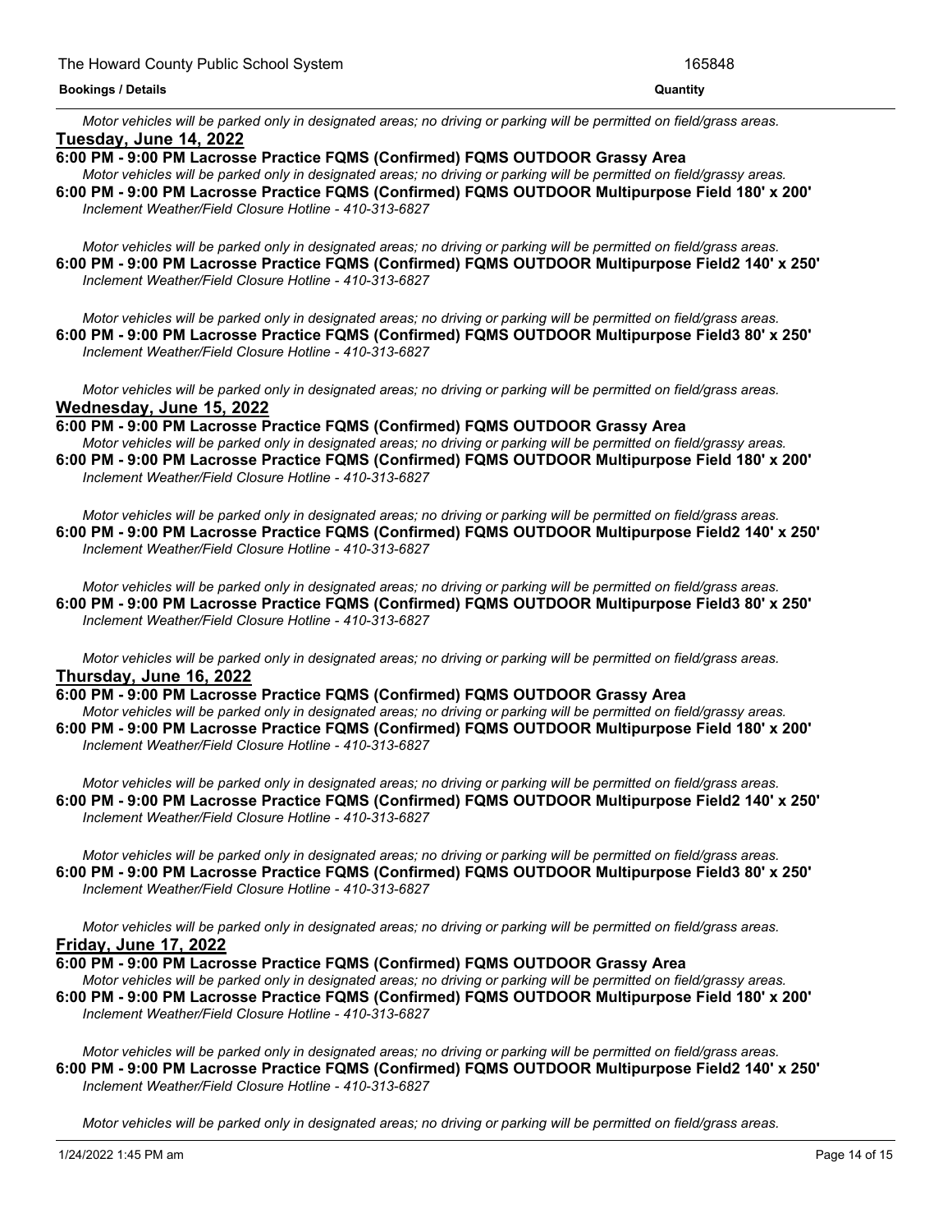*Motor vehicles will be parked only in designated areas; no driving or parking will be permitted on field/grass areas.*

**Tuesday, June 14, 2022**

**6:00 PM - 9:00 PM Lacrosse Practice FQMS (Confirmed) FQMS OUTDOOR Grassy Area**

*Motor vehicles will be parked only in designated areas; no driving or parking will be permitted on field/grassy areas.*

**6:00 PM - 9:00 PM Lacrosse Practice FQMS (Confirmed) FQMS OUTDOOR Multipurpose Field 180' x 200'**

*Inclement Weather/Field Closure Hotline - 410-313-6827*

*Motor vehicles will be parked only in designated areas; no driving or parking will be permitted on field/grass areas.*

**6:00 PM - 9:00 PM Lacrosse Practice FQMS (Confirmed) FQMS OUTDOOR Multipurpose Field2 140' x 250'**

*Inclement Weather/Field Closure Hotline - 410-313-6827*

*Motor vehicles will be parked only in designated areas; no driving or parking will be permitted on field/grass areas.*

**6:00 PM - 9:00 PM Lacrosse Practice FQMS (Confirmed) FQMS OUTDOOR Multipurpose Field3 80' x 250'**

*Inclement Weather/Field Closure Hotline - 410-313-6827*

*Motor vehicles will be parked only in designated areas; no driving or parking will be permitted on field/grass areas.*

**Wednesday, June 15, 2022**

**6:00 PM - 9:00 PM Lacrosse Practice FQMS (Confirmed) FQMS OUTDOOR Grassy Area**

*Motor vehicles will be parked only in designated areas; no driving or parking will be permitted on field/grassy areas.*

**6:00 PM - 9:00 PM Lacrosse Practice FQMS (Confirmed) FQMS OUTDOOR Multipurpose Field 180' x 200'**

*Inclement Weather/Field Closure Hotline - 410-313-6827*

*Motor vehicles will be parked only in designated areas; no driving or parking will be permitted on field/grass areas.*

**6:00 PM - 9:00 PM Lacrosse Practice FQMS (Confirmed) FQMS OUTDOOR Multipurpose Field2 140' x 250'**

*Inclement Weather/Field Closure Hotline - 410-313-6827*

*Motor vehicles will be parked only in designated areas; no driving or parking will be permitted on field/grass areas.*

**6:00 PM - 9:00 PM Lacrosse Practice FQMS (Confirmed) FQMS OUTDOOR Multipurpose Field3 80' x 250'**

*Inclement Weather/Field Closure Hotline - 410-313-6827*

*Motor vehicles will be parked only in designated areas; no driving or parking will be permitted on field/grass areas.*

**Thursday, June 16, 2022**

**6:00 PM - 9:00 PM Lacrosse Practice FQMS (Confirmed) FQMS OUTDOOR Grassy Area**

*Motor vehicles will be parked only in designated areas; no driving or parking will be permitted on field/grassy areas.*

**6:00 PM - 9:00 PM Lacrosse Practice FQMS (Confirmed) FQMS OUTDOOR Multipurpose Field 180' x 200'**

*Inclement Weather/Field Closure Hotline - 410-313-6827*

*Motor vehicles will be parked only in designated areas; no driving or parking will be permitted on field/grass areas.*

**6:00 PM - 9:00 PM Lacrosse Practice FQMS (Confirmed) FQMS OUTDOOR Multipurpose Field2 140' x 250'**

*Inclement Weather/Field Closure Hotline - 410-313-6827*

*Motor vehicles will be parked only in designated areas; no driving or parking will be permitted on field/grass areas.*

**6:00 PM - 9:00 PM Lacrosse Practice FQMS (Confirmed) FQMS OUTDOOR Multipurpose Field3 80' x 250'**

*Inclement Weather/Field Closure Hotline - 410-313-6827*

*Motor vehicles will be parked only in designated areas; no driving or parking will be permitted on field/grass areas.*

**Friday, June 17, 2022**

**6:00 PM - 9:00 PM Lacrosse Practice FQMS (Confirmed) FQMS OUTDOOR Grassy Area**

*Motor vehicles will be parked only in designated areas; no driving or parking will be permitted on field/grassy areas.*

**6:00 PM - 9:00 PM Lacrosse Practice FQMS (Confirmed) FQMS OUTDOOR Multipurpose Field 180' x 200'**

*Inclement Weather/Field Closure Hotline - 410-313-6827*

*Motor vehicles will be parked only in designated areas; no driving or parking will be permitted on field/grass areas.*

**6:00 PM - 9:00 PM Lacrosse Practice FQMS (Confirmed) FQMS OUTDOOR Multipurpose Field2 140' x 250'**

*Inclement Weather/Field Closure Hotline - 410-313-6827*

*Motor vehicles will be parked only in designated areas; no driving or parking will be permitted on field/grass areas.*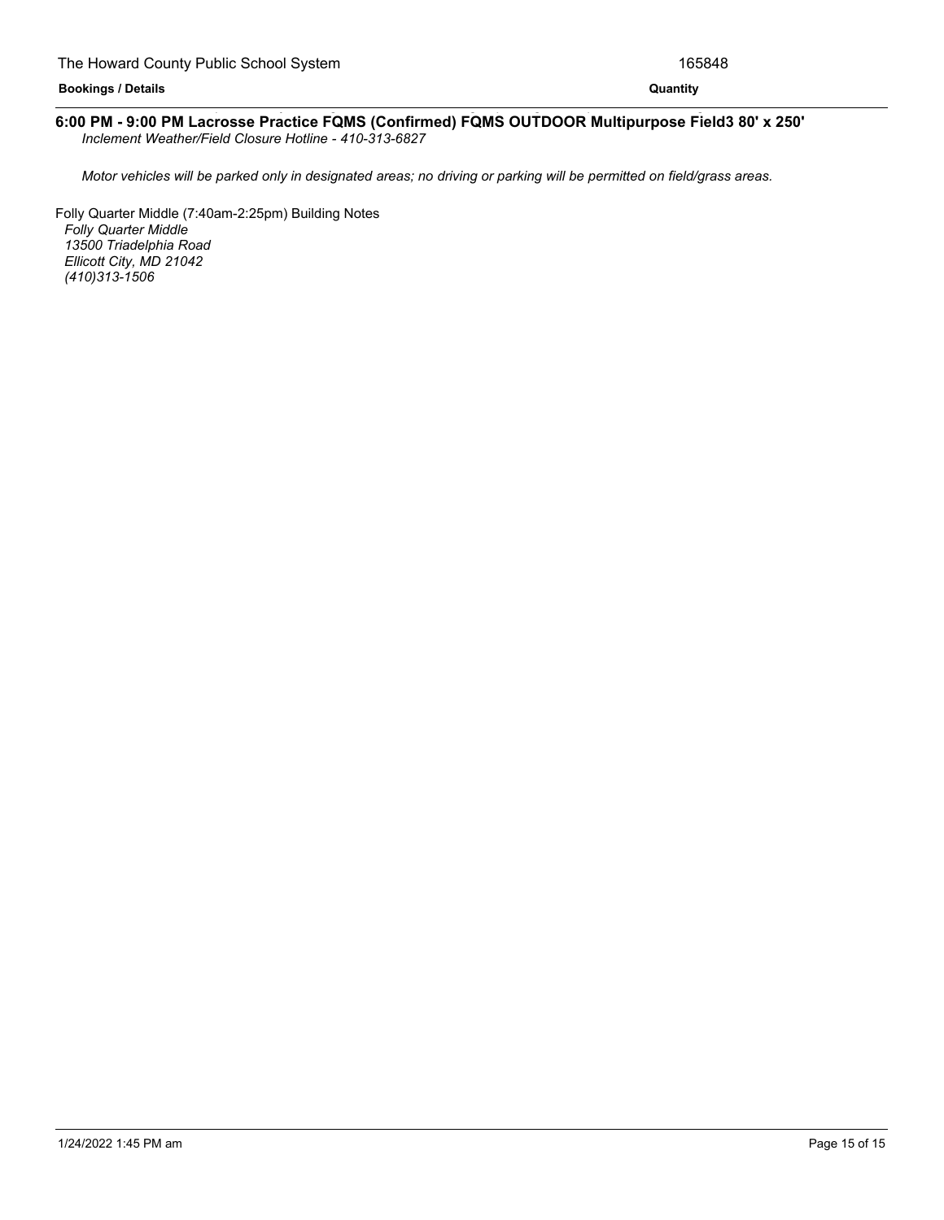**Bookings / Details** | **Quantity**

**6:00 PM - 9:00 PM Lacrosse Practice FQMS (Confirmed) FQMS OUTDOOR Multipurpose Field3 80' x 250'**

*Inclement Weather/Field Closure Hotline - 410-313-6827*

*Motor vehicles will be parked only in designated areas; no driving or parking will be permitted on field/grass areas.*

Folly Quarter Middle (7:40am-2:25pm) Building Notes

*Folly Quarter Middle*
*13500 Triadelphia Road*
*Ellicott City, MD 21042*
*(410)313-1506*